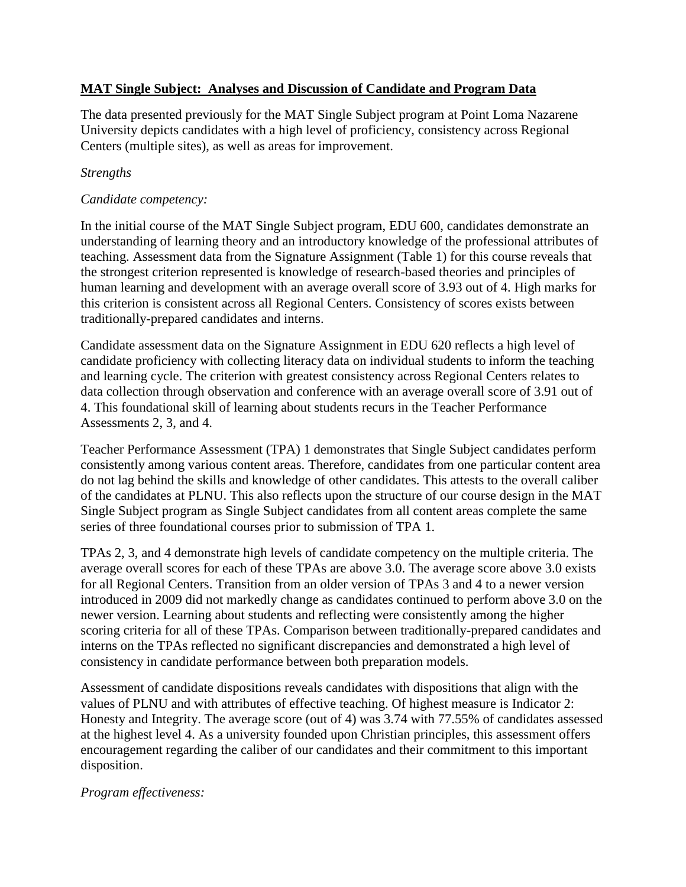**MAT Single Subject: Analyses and Discussion of Candidate and Program Data**

The data presented previously for the MAT Single Subject program at Point Loma Nazarene University depicts candidates with a high level of proficiency, consistency across Regional Centers (multiple sites), as well as areas for improvement.

*Strengths*

*Candidate competency:*

In the initial course of the MAT Single Subject program, EDU 600, candidates demonstrate an understanding of learning theory and an introductory knowledge of the professional attributes of teaching. Assessment data from the Signature Assignment (Table 1) for this course reveals that the strongest criterion represented is knowledge of research-based theories and principles of human learning and development with an average overall score of 3.93 out of 4. High marks for this criterion is consistent across all Regional Centers. Consistency of scores exists between traditionally-prepared candidates and interns.

Candidate assessment data on the Signature Assignment in EDU 620 reflects a high level of candidate proficiency with collecting literacy data on individual students to inform the teaching and learning cycle. The criterion with greatest consistency across Regional Centers relates to data collection through observation and conference with an average overall score of 3.91 out of 4. This foundational skill of learning about students recurs in the Teacher Performance Assessments 2, 3, and 4.

Teacher Performance Assessment (TPA) 1 demonstrates that Single Subject candidates perform consistently among various content areas. Therefore, candidates from one particular content area do not lag behind the skills and knowledge of other candidates. This attests to the overall caliber of the candidates at PLNU. This also reflects upon the structure of our course design in the MAT Single Subject program as Single Subject candidates from all content areas complete the same series of three foundational courses prior to submission of TPA 1.

TPAs 2, 3, and 4 demonstrate high levels of candidate competency on the multiple criteria. The average overall scores for each of these TPAs are above 3.0. The average score above 3.0 exists for all Regional Centers. Transition from an older version of TPAs 3 and 4 to a newer version introduced in 2009 did not markedly change as candidates continued to perform above 3.0 on the newer version. Learning about students and reflecting were consistently among the higher scoring criteria for all of these TPAs. Comparison between traditionally-prepared candidates and interns on the TPAs reflected no significant discrepancies and demonstrated a high level of consistency in candidate performance between both preparation models.

Assessment of candidate dispositions reveals candidates with dispositions that align with the values of PLNU and with attributes of effective teaching. Of highest measure is Indicator 2: Honesty and Integrity. The average score (out of 4) was 3.74 with 77.55% of candidates assessed at the highest level 4. As a university founded upon Christian principles, this assessment offers encouragement regarding the caliber of our candidates and their commitment to this important disposition.

*Program effectiveness:*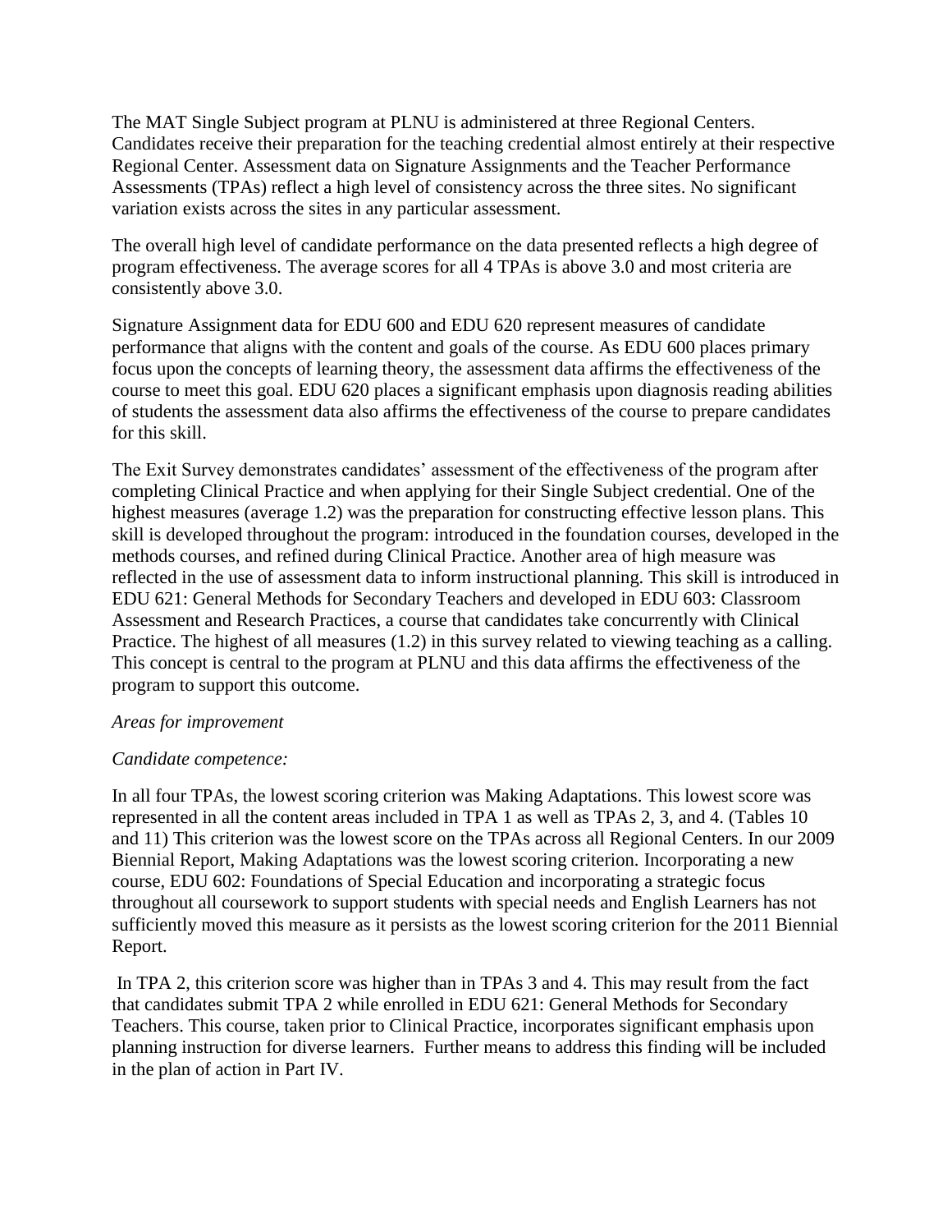The MAT Single Subject program at PLNU is administered at three Regional Centers. Candidates receive their preparation for the teaching credential almost entirely at their respective Regional Center. Assessment data on Signature Assignments and the Teacher Performance Assessments (TPAs) reflect a high level of consistency across the three sites. No significant variation exists across the sites in any particular assessment.

The overall high level of candidate performance on the data presented reflects a high degree of program effectiveness. The average scores for all 4 TPAs is above 3.0 and most criteria are consistently above 3.0.

Signature Assignment data for EDU 600 and EDU 620 represent measures of candidate performance that aligns with the content and goals of the course. As EDU 600 places primary focus upon the concepts of learning theory, the assessment data affirms the effectiveness of the course to meet this goal. EDU 620 places a significant emphasis upon diagnosis reading abilities of students the assessment data also affirms the effectiveness of the course to prepare candidates for this skill.

The Exit Survey demonstrates candidates' assessment of the effectiveness of the program after completing Clinical Practice and when applying for their Single Subject credential. One of the highest measures (average 1.2) was the preparation for constructing effective lesson plans. This skill is developed throughout the program: introduced in the foundation courses, developed in the methods courses, and refined during Clinical Practice. Another area of high measure was reflected in the use of assessment data to inform instructional planning. This skill is introduced in EDU 621: General Methods for Secondary Teachers and developed in EDU 603: Classroom Assessment and Research Practices, a course that candidates take concurrently with Clinical Practice. The highest of all measures (1.2) in this survey related to viewing teaching as a calling. This concept is central to the program at PLNU and this data affirms the effectiveness of the program to support this outcome.

*Areas for improvement*

*Candidate competence:*

In all four TPAs, the lowest scoring criterion was Making Adaptations. This lowest score was represented in all the content areas included in TPA 1 as well as TPAs 2, 3, and 4. (Tables 10 and 11) This criterion was the lowest score on the TPAs across all Regional Centers. In our 2009 Biennial Report, Making Adaptations was the lowest scoring criterion. Incorporating a new course, EDU 602: Foundations of Special Education and incorporating a strategic focus throughout all coursework to support students with special needs and English Learners has not sufficiently moved this measure as it persists as the lowest scoring criterion for the 2011 Biennial Report.

In TPA 2, this criterion score was higher than in TPAs 3 and 4. This may result from the fact that candidates submit TPA 2 while enrolled in EDU 621: General Methods for Secondary Teachers. This course, taken prior to Clinical Practice, incorporates significant emphasis upon planning instruction for diverse learners. Further means to address this finding will be included in the plan of action in Part IV.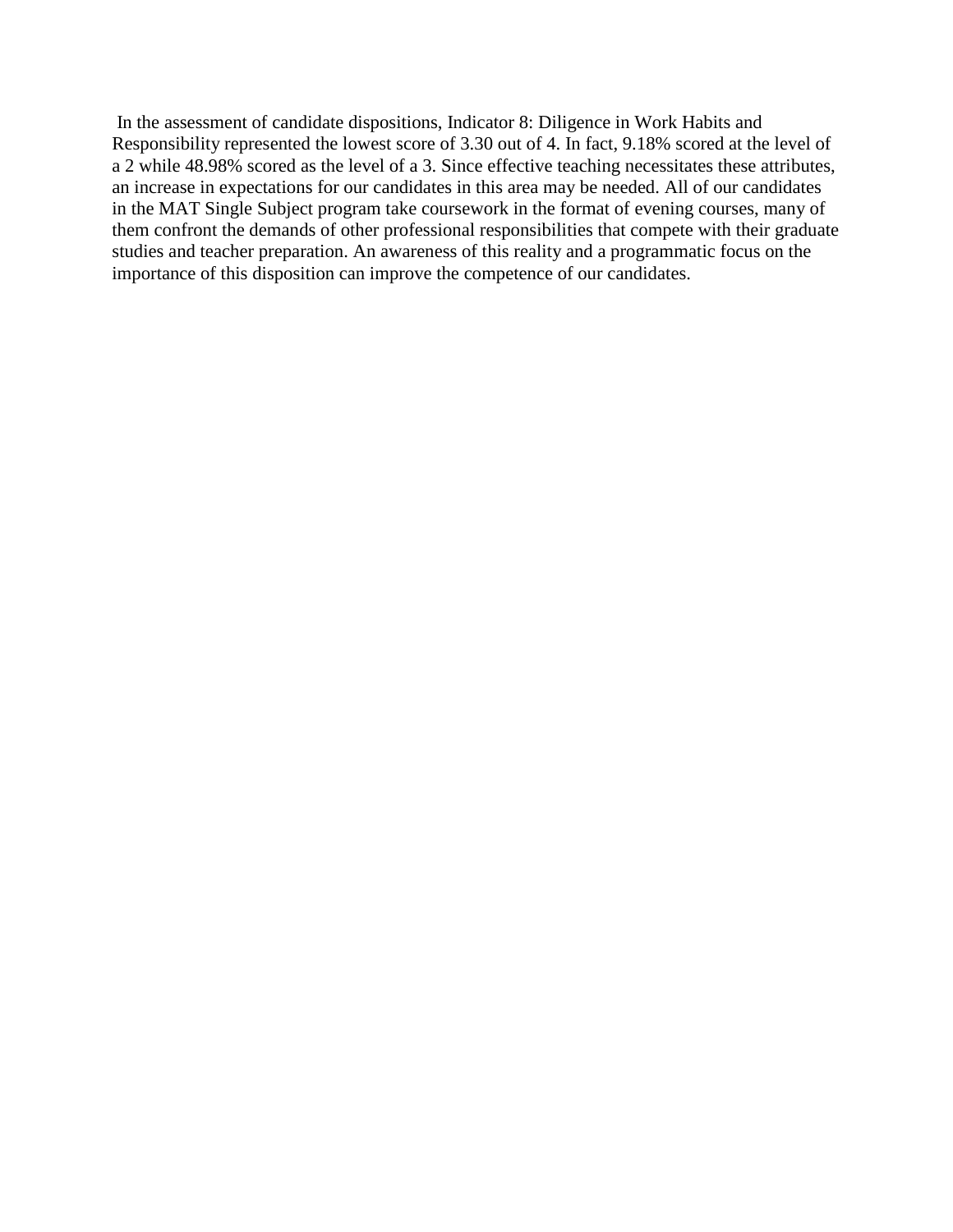In the assessment of candidate dispositions, Indicator 8: Diligence in Work Habits and Responsibility represented the lowest score of 3.30 out of 4. In fact, 9.18% scored at the level of a 2 while 48.98% scored as the level of a 3. Since effective teaching necessitates these attributes, an increase in expectations for our candidates in this area may be needed. All of our candidates in the MAT Single Subject program take coursework in the format of evening courses, many of them confront the demands of other professional responsibilities that compete with their graduate studies and teacher preparation. An awareness of this reality and a programmatic focus on the importance of this disposition can improve the competence of our candidates.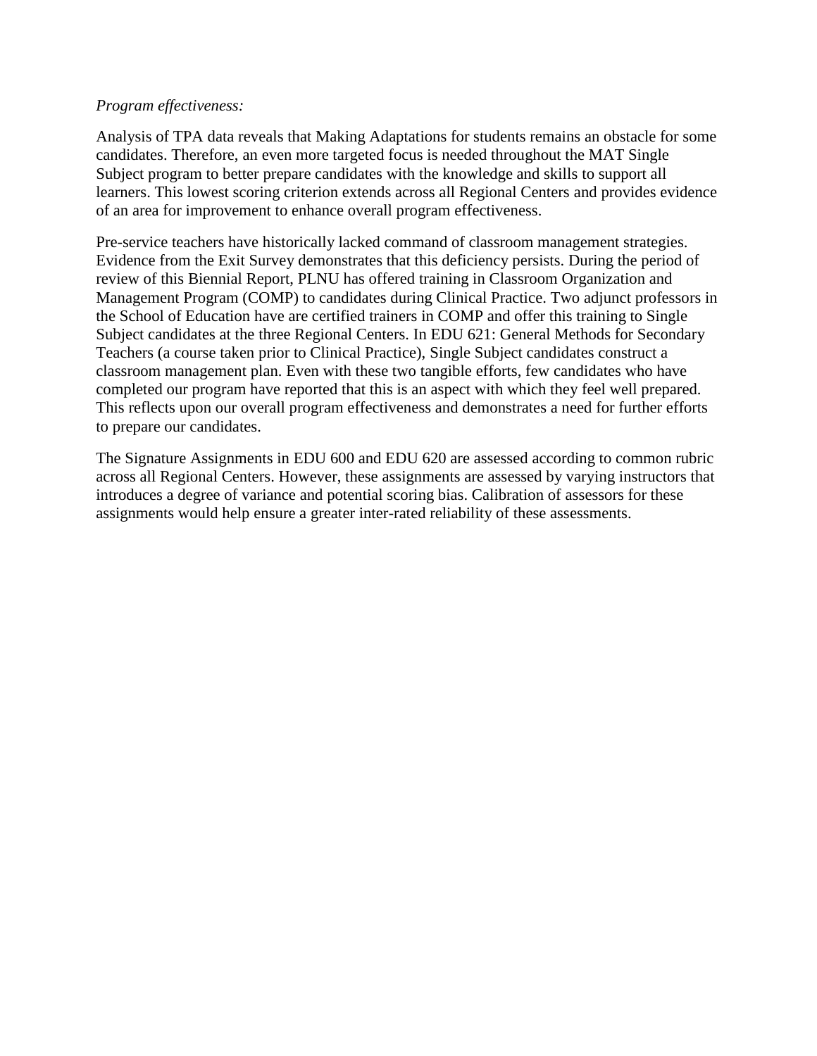*Program effectiveness:*

Analysis of TPA data reveals that Making Adaptations for students remains an obstacle for some candidates. Therefore, an even more targeted focus is needed throughout the MAT Single Subject program to better prepare candidates with the knowledge and skills to support all learners. This lowest scoring criterion extends across all Regional Centers and provides evidence of an area for improvement to enhance overall program effectiveness.

Pre-service teachers have historically lacked command of classroom management strategies. Evidence from the Exit Survey demonstrates that this deficiency persists. During the period of review of this Biennial Report, PLNU has offered training in Classroom Organization and Management Program (COMP) to candidates during Clinical Practice. Two adjunct professors in the School of Education have are certified trainers in COMP and offer this training to Single Subject candidates at the three Regional Centers. In EDU 621: General Methods for Secondary Teachers (a course taken prior to Clinical Practice), Single Subject candidates construct a classroom management plan. Even with these two tangible efforts, few candidates who have completed our program have reported that this is an aspect with which they feel well prepared. This reflects upon our overall program effectiveness and demonstrates a need for further efforts to prepare our candidates.

The Signature Assignments in EDU 600 and EDU 620 are assessed according to common rubric across all Regional Centers. However, these assignments are assessed by varying instructors that introduces a degree of variance and potential scoring bias. Calibration of assessors for these assignments would help ensure a greater inter-rated reliability of these assessments.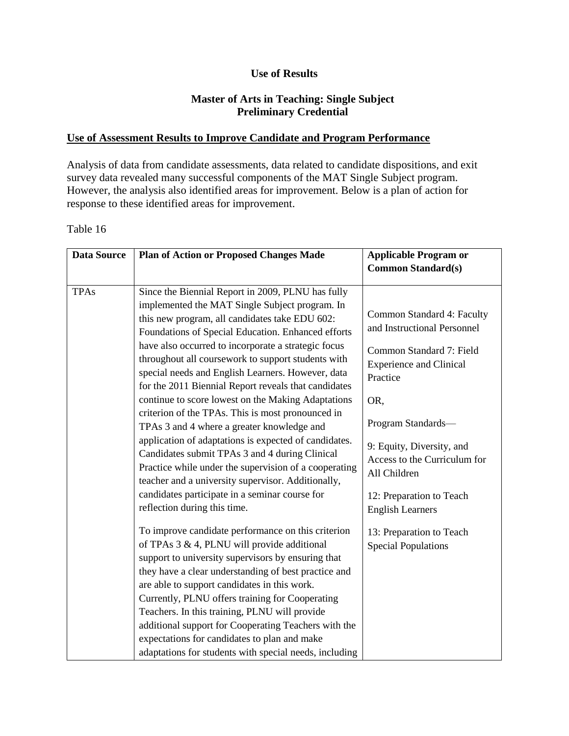**Use of Results**

**Master of Arts in Teaching: Single Subject**
**Preliminary Credential**

**Use of Assessment Results to Improve Candidate and Program Performance**

Analysis of data from candidate assessments, data related to candidate dispositions, and exit survey data revealed many successful components of the MAT Single Subject program. However, the analysis also identified areas for improvement. Below is a plan of action for response to these identified areas for improvement.

Table 16

| Data Source | Plan of Action or Proposed Changes Made | Applicable Program or Common Standard(s) |
|---|---|---|
| TPAs | Since the Biennial Report in 2009, PLNU has fully implemented the MAT Single Subject program. In this new program, all candidates take EDU 602: Foundations of Special Education. Enhanced efforts have also occurred to incorporate a strategic focus throughout all coursework to support students with special needs and English Learners. However, data for the 2011 Biennial Report reveals that candidates continue to score lowest on the Making Adaptations criterion of the TPAs. This is most pronounced in TPAs 3 and 4 where a greater knowledge and application of adaptations is expected of candidates. Candidates submit TPAs 3 and 4 during Clinical Practice while under the supervision of a cooperating teacher and a university supervisor. Additionally, candidates participate in a seminar course for reflection during this time.<br><br>To improve candidate performance on this criterion of TPAs 3 & 4, PLNU will provide additional support to university supervisors by ensuring that they have a clear understanding of best practice and are able to support candidates in this work. Currently, PLNU offers training for Cooperating Teachers. In this training, PLNU will provide additional support for Cooperating Teachers with the expectations for candidates to plan and make adaptations for students with special needs, including | Common Standard 4: Faculty and Instructional Personnel<br><br>Common Standard 7: Field Experience and Clinical Practice<br><br>OR,<br><br>Program Standards—<br><br>9: Equity, Diversity, and Access to the Curriculum for All Children<br><br>12: Preparation to Teach English Learners<br><br>13: Preparation to Teach Special Populations |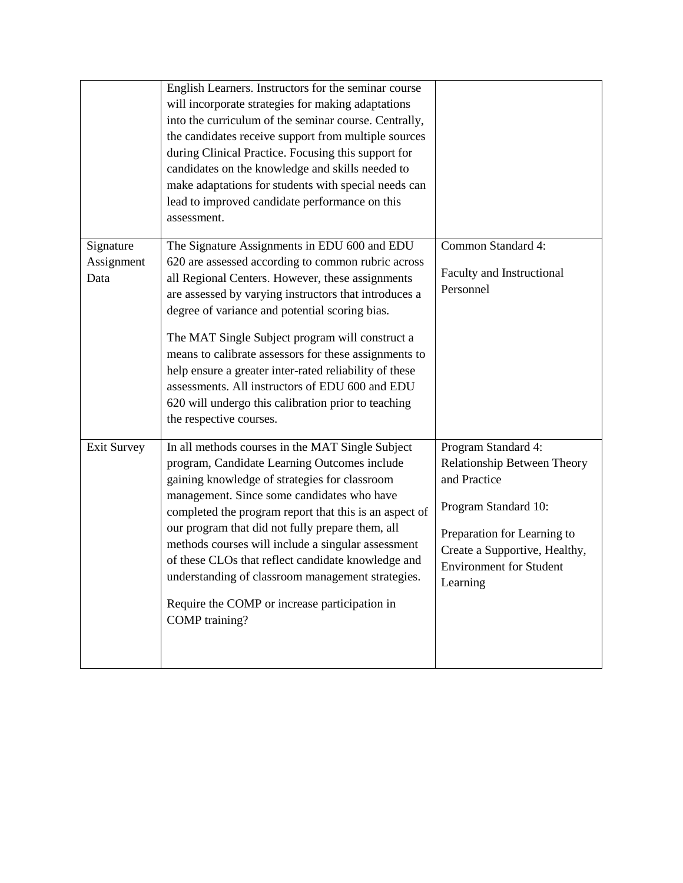| | | |
|---|---|---|
| | English Learners. Instructors for the seminar course will incorporate strategies for making adaptations into the curriculum of the seminar course. Centrally, the candidates receive support from multiple sources during Clinical Practice. Focusing this support for candidates on the knowledge and skills needed to make adaptations for students with special needs can lead to improved candidate performance on this assessment. | |
| Signature Assignment Data | The Signature Assignments in EDU 600 and EDU 620 are assessed according to common rubric across all Regional Centers. However, these assignments are assessed by varying instructors that introduces a degree of variance and potential scoring bias.<br><br>The MAT Single Subject program will construct a means to calibrate assessors for these assignments to help ensure a greater inter-rated reliability of these assessments. All instructors of EDU 600 and EDU 620 will undergo this calibration prior to teaching the respective courses. | Common Standard 4:<br><br>Faculty and Instructional Personnel |
| Exit Survey | In all methods courses in the MAT Single Subject program, Candidate Learning Outcomes include gaining knowledge of strategies for classroom management. Since some candidates who have completed the program report that this is an aspect of our program that did not fully prepare them, all methods courses will include a singular assessment of these CLOs that reflect candidate knowledge and understanding of classroom management strategies.<br><br>Require the COMP or increase participation in COMP training? | Program Standard 4: Relationship Between Theory and Practice<br><br>Program Standard 10:<br><br>Preparation for Learning to Create a Supportive, Healthy, Environment for Student Learning |